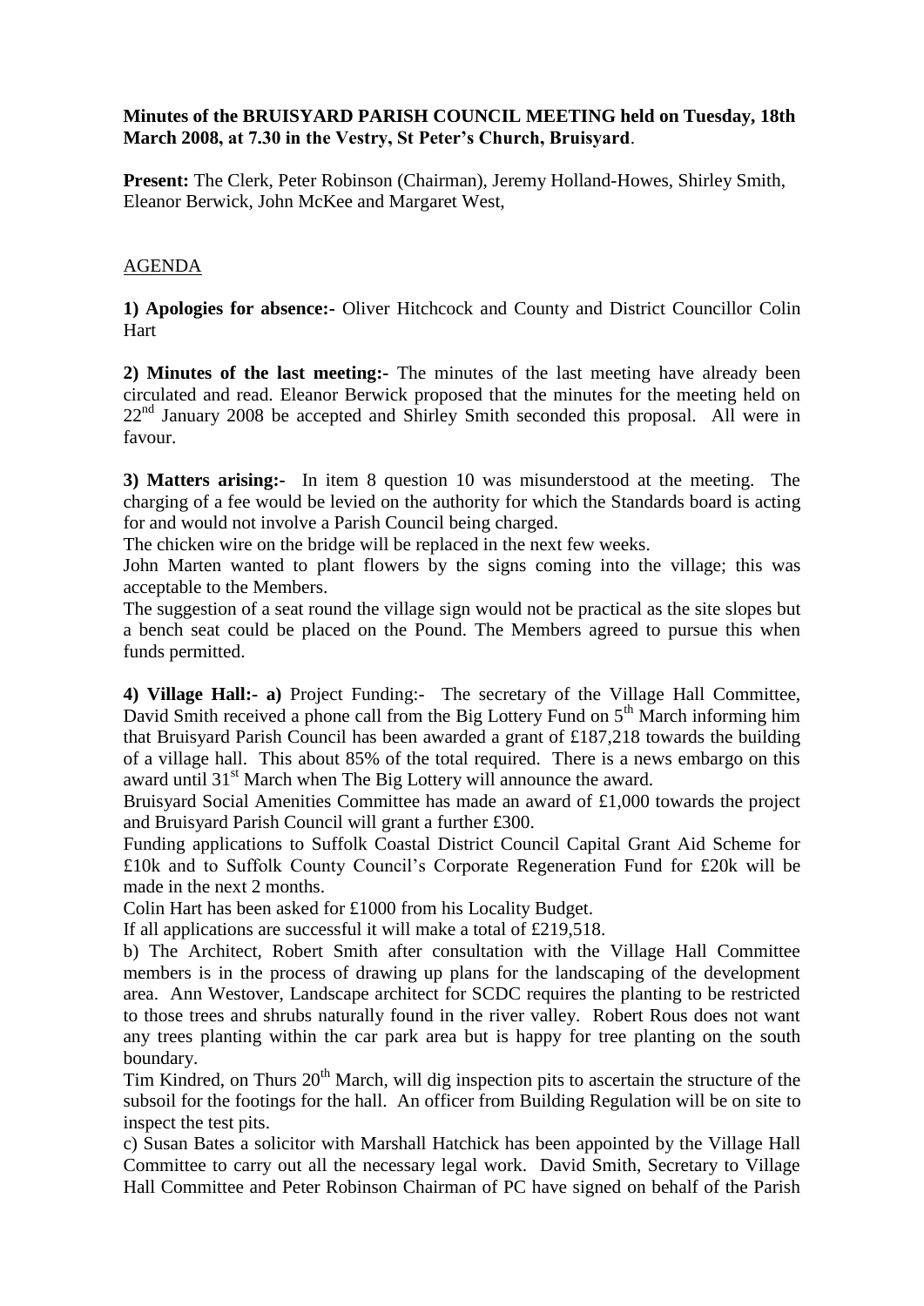**Minutes of the BRUISYARD PARISH COUNCIL MEETING held on Tuesday, 18th March 2008, at 7.30 in the Vestry, St Peter's Church, Bruisyard**.

**Present:** The Clerk, Peter Robinson (Chairman), Jeremy Holland-Howes, Shirley Smith, Eleanor Berwick, John McKee and Margaret West,

AGENDA

**1) Apologies for absence:-** Oliver Hitchcock and County and District Councillor Colin Hart

**2) Minutes of the last meeting:-** The minutes of the last meeting have already been circulated and read. Eleanor Berwick proposed that the minutes for the meeting held on 22nd January 2008 be accepted and Shirley Smith seconded this proposal. All were in favour.

**3) Matters arising:-** In item 8 question 10 was misunderstood at the meeting. The charging of a fee would be levied on the authority for which the Standards board is acting for and would not involve a Parish Council being charged.

The chicken wire on the bridge will be replaced in the next few weeks.

John Marten wanted to plant flowers by the signs coming into the village; this was acceptable to the Members.

The suggestion of a seat round the village sign would not be practical as the site slopes but a bench seat could be placed on the Pound. The Members agreed to pursue this when funds permitted.

**4) Village Hall:- a)** Project Funding:- The secretary of the Village Hall Committee, David Smith received a phone call from the Big Lottery Fund on 5th March informing him that Bruisyard Parish Council has been awarded a grant of £187,218 towards the building of a village hall. This about 85% of the total required. There is a news embargo on this award until 31st March when The Big Lottery will announce the award.

Bruisyard Social Amenities Committee has made an award of £1,000 towards the project and Bruisyard Parish Council will grant a further £300.

Funding applications to Suffolk Coastal District Council Capital Grant Aid Scheme for £10k and to Suffolk County Council's Corporate Regeneration Fund for £20k will be made in the next 2 months.

Colin Hart has been asked for £1000 from his Locality Budget.

If all applications are successful it will make a total of £219,518.

b) The Architect, Robert Smith after consultation with the Village Hall Committee members is in the process of drawing up plans for the landscaping of the development area. Ann Westover, Landscape architect for SCDC requires the planting to be restricted to those trees and shrubs naturally found in the river valley. Robert Rous does not want any trees planting within the car park area but is happy for tree planting on the south boundary.

Tim Kindred, on Thurs 20th March, will dig inspection pits to ascertain the structure of the subsoil for the footings for the hall. An officer from Building Regulation will be on site to inspect the test pits.

c) Susan Bates a solicitor with Marshall Hatchick has been appointed by the Village Hall Committee to carry out all the necessary legal work. David Smith, Secretary to Village Hall Committee and Peter Robinson Chairman of PC have signed on behalf of the Parish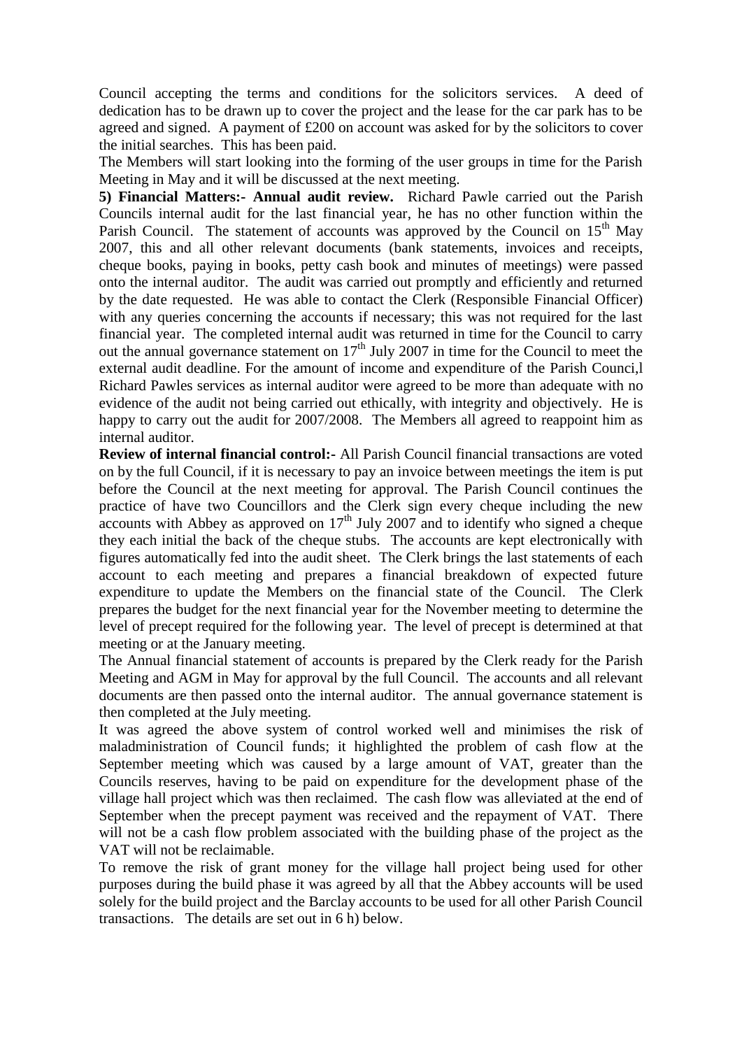Council accepting the terms and conditions for the solicitors services. A deed of dedication has to be drawn up to cover the project and the lease for the car park has to be agreed and signed. A payment of £200 on account was asked for by the solicitors to cover the initial searches. This has been paid.

The Members will start looking into the forming of the user groups in time for the Parish Meeting in May and it will be discussed at the next meeting.

**5) Financial Matters:- Annual audit review.** Richard Pawle carried out the Parish Councils internal audit for the last financial year, he has no other function within the Parish Council. The statement of accounts was approved by the Council on 15th May 2007, this and all other relevant documents (bank statements, invoices and receipts, cheque books, paying in books, petty cash book and minutes of meetings) were passed onto the internal auditor. The audit was carried out promptly and efficiently and returned by the date requested. He was able to contact the Clerk (Responsible Financial Officer) with any queries concerning the accounts if necessary; this was not required for the last financial year. The completed internal audit was returned in time for the Council to carry out the annual governance statement on 17th July 2007 in time for the Council to meet the external audit deadline. For the amount of income and expenditure of the Parish Counci,l Richard Pawles services as internal auditor were agreed to be more than adequate with no evidence of the audit not being carried out ethically, with integrity and objectively. He is happy to carry out the audit for 2007/2008. The Members all agreed to reappoint him as internal auditor.

**Review of internal financial control:-** All Parish Council financial transactions are voted on by the full Council, if it is necessary to pay an invoice between meetings the item is put before the Council at the next meeting for approval. The Parish Council continues the practice of have two Councillors and the Clerk sign every cheque including the new accounts with Abbey as approved on 17th July 2007 and to identify who signed a cheque they each initial the back of the cheque stubs. The accounts are kept electronically with figures automatically fed into the audit sheet. The Clerk brings the last statements of each account to each meeting and prepares a financial breakdown of expected future expenditure to update the Members on the financial state of the Council. The Clerk prepares the budget for the next financial year for the November meeting to determine the level of precept required for the following year. The level of precept is determined at that meeting or at the January meeting.

The Annual financial statement of accounts is prepared by the Clerk ready for the Parish Meeting and AGM in May for approval by the full Council. The accounts and all relevant documents are then passed onto the internal auditor. The annual governance statement is then completed at the July meeting.

It was agreed the above system of control worked well and minimises the risk of maladministration of Council funds; it highlighted the problem of cash flow at the September meeting which was caused by a large amount of VAT, greater than the Councils reserves, having to be paid on expenditure for the development phase of the village hall project which was then reclaimed. The cash flow was alleviated at the end of September when the precept payment was received and the repayment of VAT. There will not be a cash flow problem associated with the building phase of the project as the VAT will not be reclaimable.

To remove the risk of grant money for the village hall project being used for other purposes during the build phase it was agreed by all that the Abbey accounts will be used solely for the build project and the Barclay accounts to be used for all other Parish Council transactions. The details are set out in 6 h) below.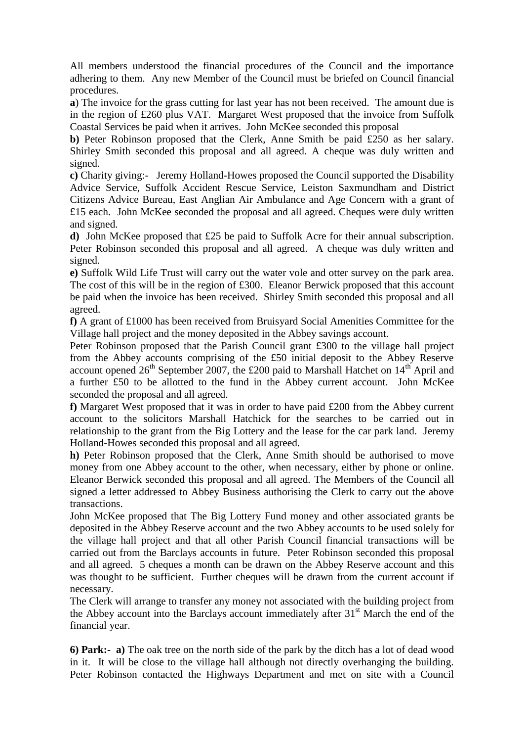All members understood the financial procedures of the Council and the importance adhering to them. Any new Member of the Council must be briefed on Council financial procedures.

**a**) The invoice for the grass cutting for last year has not been received. The amount due is in the region of £260 plus VAT. Margaret West proposed that the invoice from Suffolk Coastal Services be paid when it arrives. John McKee seconded this proposal

**b)** Peter Robinson proposed that the Clerk, Anne Smith be paid £250 as her salary. Shirley Smith seconded this proposal and all agreed. A cheque was duly written and signed.

**c)** Charity giving:- Jeremy Holland-Howes proposed the Council supported the Disability Advice Service, Suffolk Accident Rescue Service, Leiston Saxmundham and District Citizens Advice Bureau, East Anglian Air Ambulance and Age Concern with a grant of £15 each. John McKee seconded the proposal and all agreed. Cheques were duly written and signed.

**d)** John McKee proposed that £25 be paid to Suffolk Acre for their annual subscription. Peter Robinson seconded this proposal and all agreed. A cheque was duly written and signed.

**e)** Suffolk Wild Life Trust will carry out the water vole and otter survey on the park area. The cost of this will be in the region of £300. Eleanor Berwick proposed that this account be paid when the invoice has been received. Shirley Smith seconded this proposal and all agreed.

**f)** A grant of £1000 has been received from Bruisyard Social Amenities Committee for the Village hall project and the money deposited in the Abbey savings account.

Peter Robinson proposed that the Parish Council grant £300 to the village hall project from the Abbey accounts comprising of the £50 initial deposit to the Abbey Reserve account opened 26th September 2007, the £200 paid to Marshall Hatchet on 14th April and a further £50 to be allotted to the fund in the Abbey current account. John McKee seconded the proposal and all agreed.

**f)** Margaret West proposed that it was in order to have paid £200 from the Abbey current account to the solicitors Marshall Hatchick for the searches to be carried out in relationship to the grant from the Big Lottery and the lease for the car park land. Jeremy Holland-Howes seconded this proposal and all agreed.

**h)** Peter Robinson proposed that the Clerk, Anne Smith should be authorised to move money from one Abbey account to the other, when necessary, either by phone or online. Eleanor Berwick seconded this proposal and all agreed. The Members of the Council all signed a letter addressed to Abbey Business authorising the Clerk to carry out the above transactions.

John McKee proposed that The Big Lottery Fund money and other associated grants be deposited in the Abbey Reserve account and the two Abbey accounts to be used solely for the village hall project and that all other Parish Council financial transactions will be carried out from the Barclays accounts in future. Peter Robinson seconded this proposal and all agreed. 5 cheques a month can be drawn on the Abbey Reserve account and this was thought to be sufficient. Further cheques will be drawn from the current account if necessary.

The Clerk will arrange to transfer any money not associated with the building project from the Abbey account into the Barclays account immediately after 31st March the end of the financial year.

**6) Park:- a)** The oak tree on the north side of the park by the ditch has a lot of dead wood in it. It will be close to the village hall although not directly overhanging the building. Peter Robinson contacted the Highways Department and met on site with a Council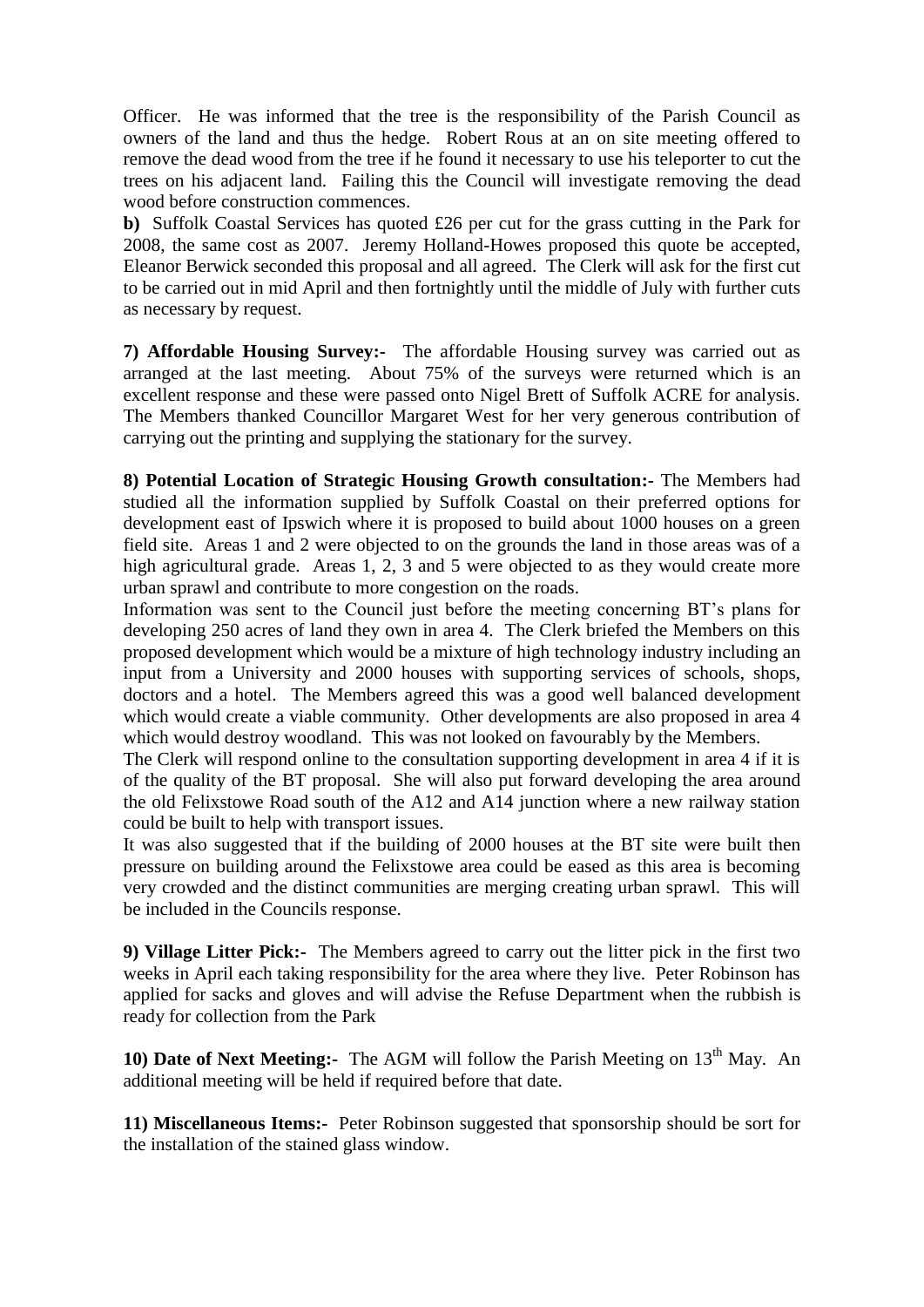Officer. He was informed that the tree is the responsibility of the Parish Council as owners of the land and thus the hedge. Robert Rous at an on site meeting offered to remove the dead wood from the tree if he found it necessary to use his teleporter to cut the trees on his adjacent land. Failing this the Council will investigate removing the dead wood before construction commences.

**b)** Suffolk Coastal Services has quoted £26 per cut for the grass cutting in the Park for 2008, the same cost as 2007. Jeremy Holland-Howes proposed this quote be accepted, Eleanor Berwick seconded this proposal and all agreed. The Clerk will ask for the first cut to be carried out in mid April and then fortnightly until the middle of July with further cuts as necessary by request.

**7) Affordable Housing Survey:-** The affordable Housing survey was carried out as arranged at the last meeting. About 75% of the surveys were returned which is an excellent response and these were passed onto Nigel Brett of Suffolk ACRE for analysis. The Members thanked Councillor Margaret West for her very generous contribution of carrying out the printing and supplying the stationary for the survey.

**8) Potential Location of Strategic Housing Growth consultation:-** The Members had studied all the information supplied by Suffolk Coastal on their preferred options for development east of Ipswich where it is proposed to build about 1000 houses on a green field site. Areas 1 and 2 were objected to on the grounds the land in those areas was of a high agricultural grade. Areas 1, 2, 3 and 5 were objected to as they would create more urban sprawl and contribute to more congestion on the roads.

Information was sent to the Council just before the meeting concerning BT's plans for developing 250 acres of land they own in area 4. The Clerk briefed the Members on this proposed development which would be a mixture of high technology industry including an input from a University and 2000 houses with supporting services of schools, shops, doctors and a hotel. The Members agreed this was a good well balanced development which would create a viable community. Other developments are also proposed in area 4 which would destroy woodland. This was not looked on favourably by the Members.

The Clerk will respond online to the consultation supporting development in area 4 if it is of the quality of the BT proposal. She will also put forward developing the area around the old Felixstowe Road south of the A12 and A14 junction where a new railway station could be built to help with transport issues.

It was also suggested that if the building of 2000 houses at the BT site were built then pressure on building around the Felixstowe area could be eased as this area is becoming very crowded and the distinct communities are merging creating urban sprawl. This will be included in the Councils response.

**9) Village Litter Pick:-** The Members agreed to carry out the litter pick in the first two weeks in April each taking responsibility for the area where they live. Peter Robinson has applied for sacks and gloves and will advise the Refuse Department when the rubbish is ready for collection from the Park

**10) Date of Next Meeting:-** The AGM will follow the Parish Meeting on 13th May. An additional meeting will be held if required before that date.

**11) Miscellaneous Items:-** Peter Robinson suggested that sponsorship should be sort for the installation of the stained glass window.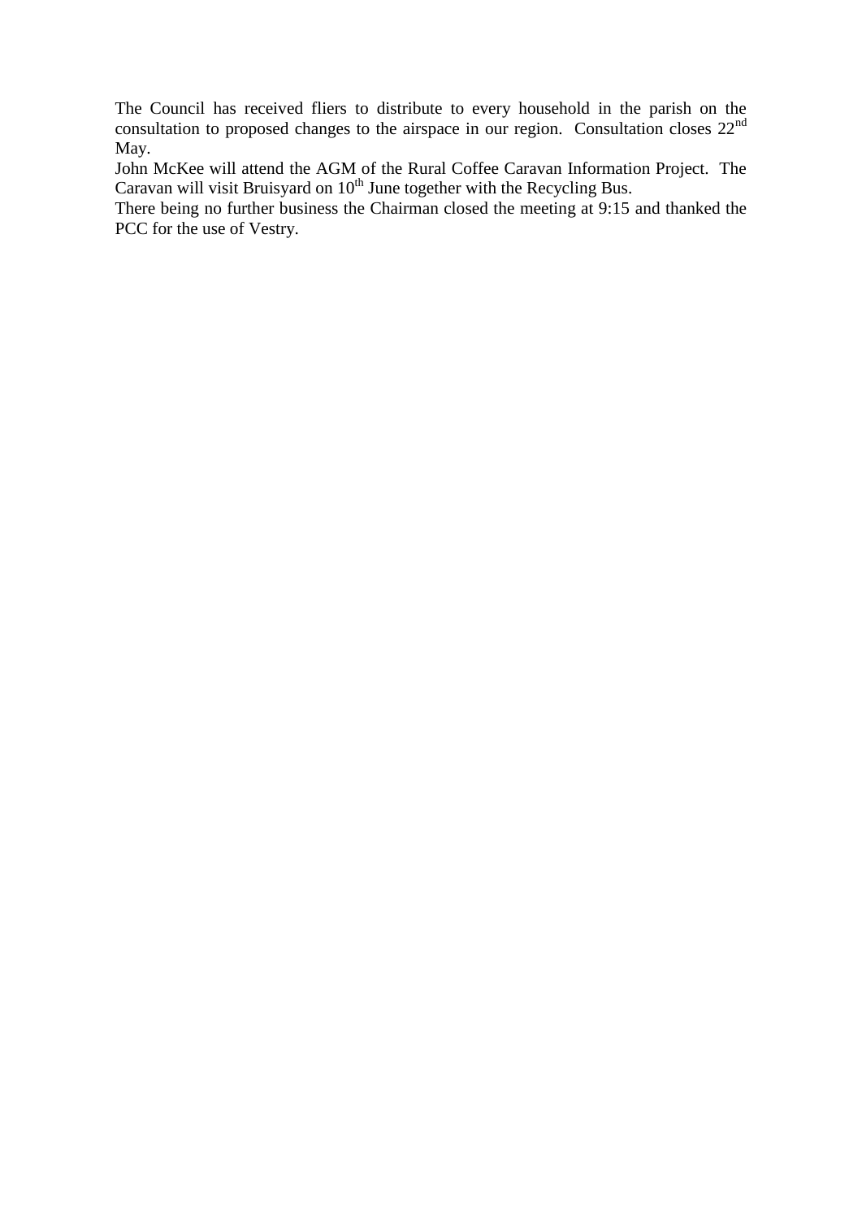The Council has received fliers to distribute to every household in the parish on the consultation to proposed changes to the airspace in our region. Consultation closes 22nd May.

John McKee will attend the AGM of the Rural Coffee Caravan Information Project. The Caravan will visit Bruisyard on 10th June together with the Recycling Bus.

There being no further business the Chairman closed the meeting at 9:15 and thanked the PCC for the use of Vestry.